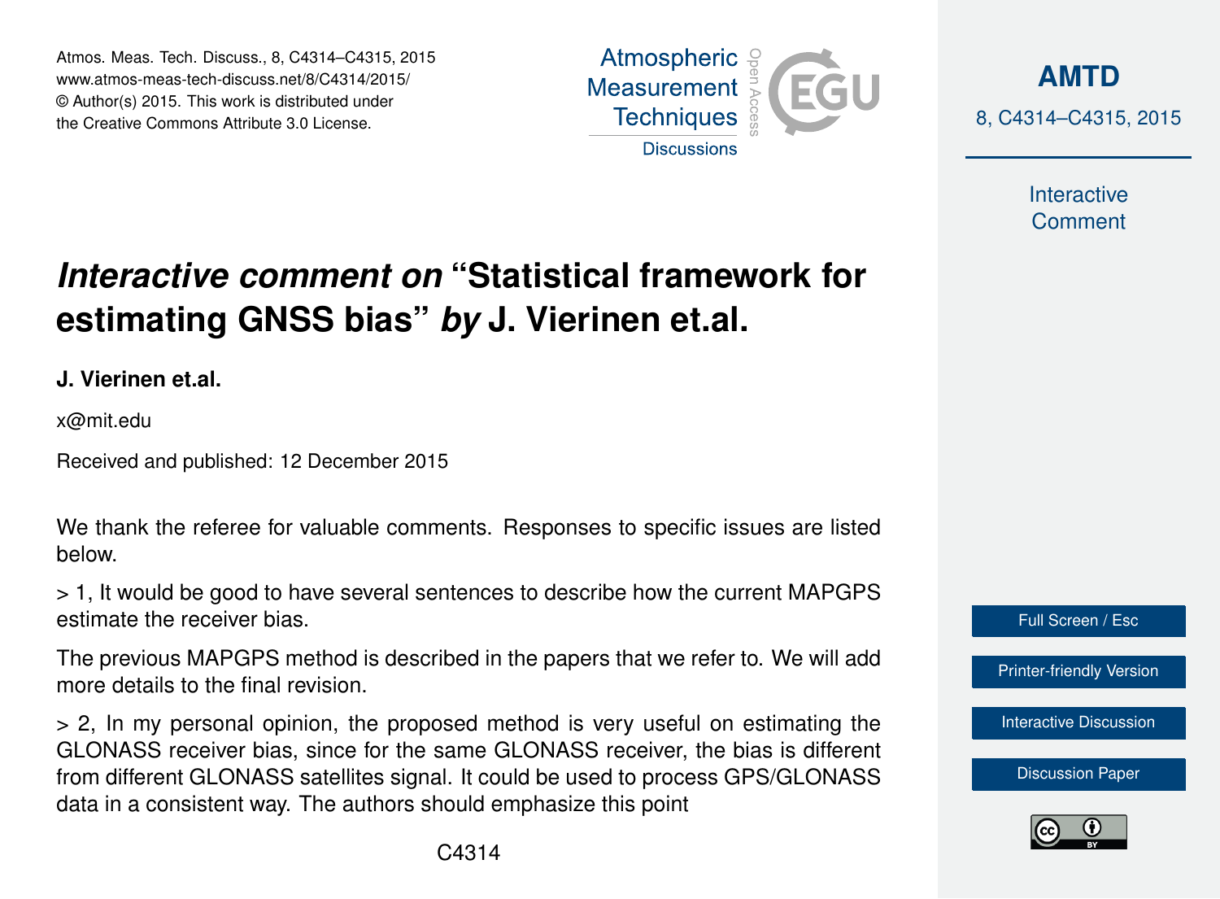# *Interactive comment on* "Statistical framework for estimating GNSS bias" *by* J. Vierinen et.al.

**J. Vierinen et.al.**

x@mit.edu

Received and published: 12 December 2015

We thank the referee for valuable comments. Responses to specific issues are listed below.

> 1, It would be good to have several sentences to describe how the current MAPGPS estimate the receiver bias.

The previous MAPGPS method is described in the papers that we refer to. We will add more details to the final revision.

> 2, In my personal opinion, the proposed method is very useful on estimating the GLONASS receiver bias, since for the same GLONASS receiver, the bias is different from different GLONASS satellites signal. It could be used to process GPS/GLONASS data in a consistent way. The authors should emphasize this point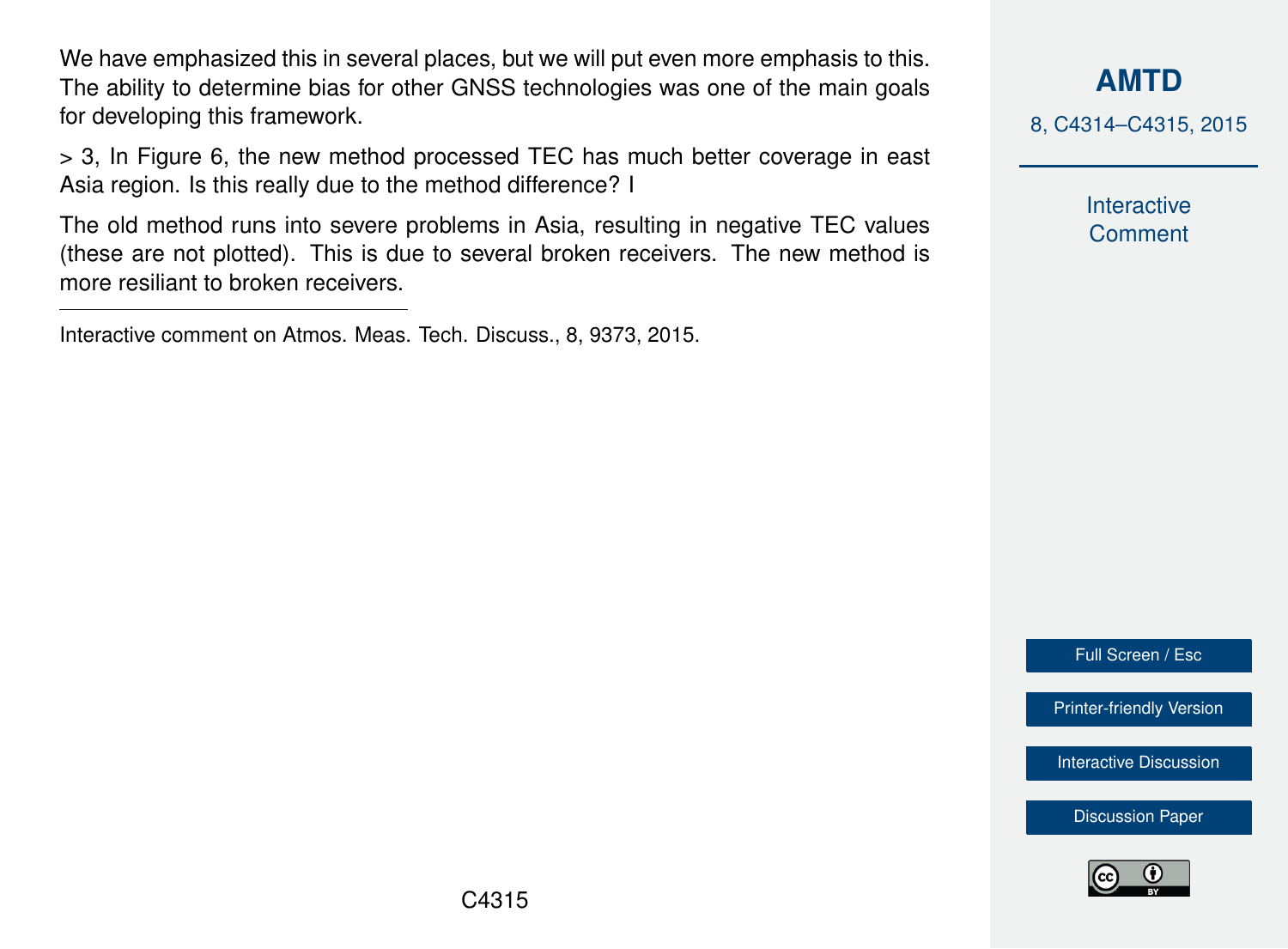We have emphasized this in several places, but we will put even more emphasis to this. The ability to determine bias for other GNSS technologies was one of the main goals for developing this framework.

> 3, In Figure 6, the new method processed TEC has much better coverage in east Asia region. Is this really due to the method difference? I

The old method runs into severe problems in Asia, resulting in negative TEC values (these are not plotted). This is due to several broken receivers. The new method is more resiliant to broken receivers.

---

Interactive comment on Atmos. Meas. Tech. Discuss., 8, 9373, 2015.